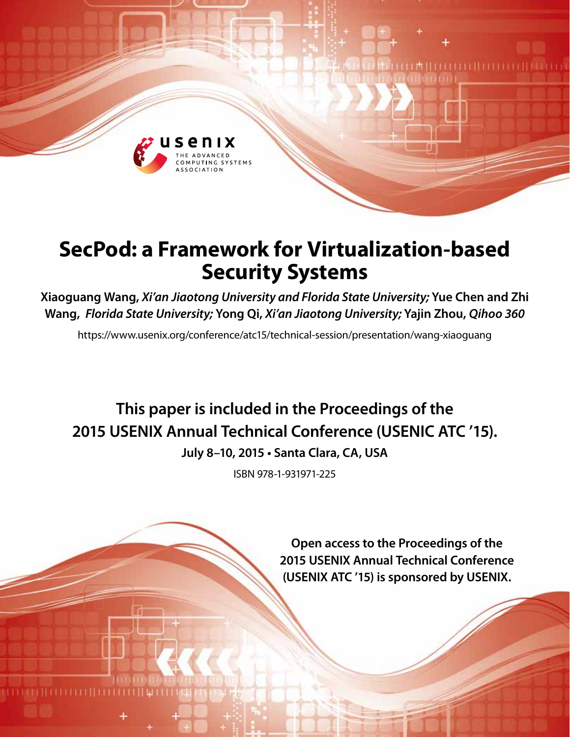# SecPod: a Framework for Virtualization-based Security Systems

**Xiaoguang Wang,** ***Xi'an Jiaotong University and Florida State University;*** **Yue Chen and Zhi Wang,** ***Florida State University;*** **Yong Qi,** ***Xi'an Jiaotong University;*** **Yajin Zhou,** ***Qihoo 360***

https://www.usenix.org/conference/atc15/technical-session/presentation/wang-xiaoguang

**This paper is included in the Proceedings of the 2015 USENIX Annual Technical Conference (USENIC ATC '15).**

**July 8–10, 2015 • Santa Clara, CA, USA**

ISBN 978-1-931971-225

**Open access to the Proceedings of the 2015 USENIX Annual Technical Conference (USENIX ATC '15) is sponsored by USENIX.**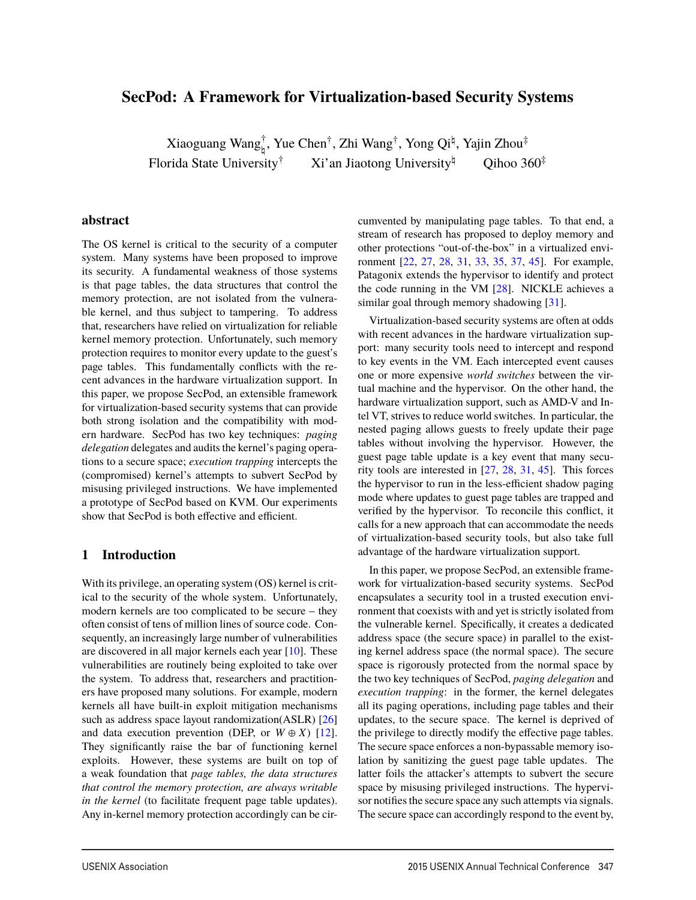# SecPod: A Framework for Virtualization-based Security Systems

Xiaoguang Wang[†][♮], Yue Chen[†], Zhi Wang[†], Yong Qi[♮], Yajin Zhou[‡]
Florida State University[†] Xi'an Jiaotong University[♮] Qihoo 360[‡]

## abstract

The OS kernel is critical to the security of a computer system. Many systems have been proposed to improve its security. A fundamental weakness of those systems is that page tables, the data structures that control the memory protection, are not isolated from the vulnerable kernel, and thus subject to tampering. To address that, researchers have relied on virtualization for reliable kernel memory protection. Unfortunately, such memory protection requires to monitor every update to the guest's page tables. This fundamentally conflicts with the recent advances in the hardware virtualization support. In this paper, we propose SecPod, an extensible framework for virtualization-based security systems that can provide both strong isolation and the compatibility with modern hardware. SecPod has two key techniques: *paging delegation* delegates and audits the kernel's paging operations to a secure space; *execution trapping* intercepts the (compromised) kernel's attempts to subvert SecPod by misusing privileged instructions. We have implemented a prototype of SecPod based on KVM. Our experiments show that SecPod is both effective and efficient.

## 1 Introduction

With its privilege, an operating system (OS) kernel is critical to the security of the whole system. Unfortunately, modern kernels are too complicated to be secure – they often consist of tens of million lines of source code. Consequently, an increasingly large number of vulnerabilities are discovered in all major kernels each year [10]. These vulnerabilities are routinely being exploited to take over the system. To address that, researchers and practitioners have proposed many solutions. For example, modern kernels all have built-in exploit mitigation mechanisms such as address space layout randomization(ASLR) [26] and data execution prevention (DEP, or $W \oplus X$) [12]. They significantly raise the bar of functioning kernel exploits. However, these systems are built on top of a weak foundation that *page tables, the data structures that control the memory protection, are always writable in the kernel* (to facilitate frequent page table updates). Any in-kernel memory protection accordingly can be circumvented by manipulating page tables. To that end, a stream of research has proposed to deploy memory and other protections "out-of-the-box" in a virtualized environment [22, 27, 28, 31, 33, 35, 37, 45]. For example, Patagonix extends the hypervisor to identify and protect the code running in the VM [28]. NICKLE achieves a similar goal through memory shadowing [31].

Virtualization-based security systems are often at odds with recent advances in the hardware virtualization support: many security tools need to intercept and respond to key events in the VM. Each intercepted event causes one or more expensive *world switches* between the virtual machine and the hypervisor. On the other hand, the hardware virtualization support, such as AMD-V and Intel VT, strives to reduce world switches. In particular, the nested paging allows guests to freely update their page tables without involving the hypervisor. However, the guest page table update is a key event that many security tools are interested in [27, 28, 31, 45]. This forces the hypervisor to run in the less-efficient shadow paging mode where updates to guest page tables are trapped and verified by the hypervisor. To reconcile this conflict, it calls for a new approach that can accommodate the needs of virtualization-based security tools, but also take full advantage of the hardware virtualization support.

In this paper, we propose SecPod, an extensible framework for virtualization-based security systems. SecPod encapsulates a security tool in a trusted execution environment that coexists with and yet is strictly isolated from the vulnerable kernel. Specifically, it creates a dedicated address space (the secure space) in parallel to the existing kernel address space (the normal space). The secure space is rigorously protected from the normal space by the two key techniques of SecPod, *paging delegation* and *execution trapping*: in the former, the kernel delegates all its paging operations, including page tables and their updates, to the secure space. The kernel is deprived of the privilege to directly modify the effective page tables. The secure space enforces a non-bypassable memory isolation by sanitizing the guest page table updates. The latter foils the attacker's attempts to subvert the secure space by misusing privileged instructions. The hypervisor notifies the secure space any such attempts via signals. The secure space can accordingly respond to the event by,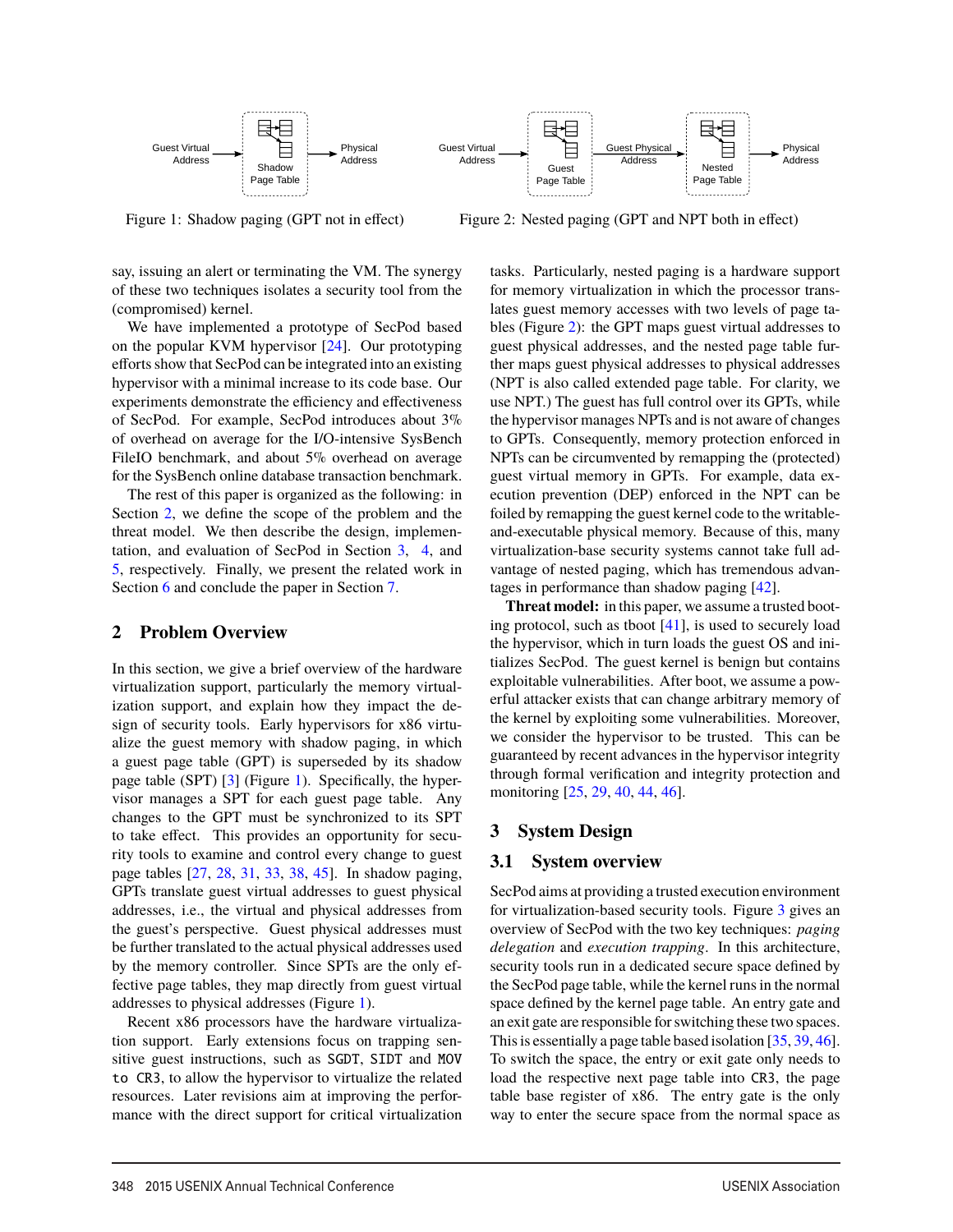Figure 1: Shadow paging (GPT not in effect)

Figure 2: Nested paging (GPT and NPT both in effect)

say, issuing an alert or terminating the VM. The synergy of these two techniques isolates a security tool from the (compromised) kernel.

We have implemented a prototype of SecPod based on the popular KVM hypervisor [24]. Our prototyping efforts show that SecPod can be integrated into an existing hypervisor with a minimal increase to its code base. Our experiments demonstrate the efficiency and effectiveness of SecPod. For example, SecPod introduces about 3% of overhead on average for the I/O-intensive SysBench FileIO benchmark, and about 5% overhead on average for the SysBench online database transaction benchmark.

The rest of this paper is organized as the following: in Section 2, we define the scope of the problem and the threat model. We then describe the design, implementation, and evaluation of SecPod in Section 3, 4, and 5, respectively. Finally, we present the related work in Section 6 and conclude the paper in Section 7.

## 2 Problem Overview

In this section, we give a brief overview of the hardware virtualization support, particularly the memory virtualization support, and explain how they impact the design of security tools. Early hypervisors for x86 virtualize the guest memory with shadow paging, in which a guest page table (GPT) is superseded by its shadow page table (SPT) [3] (Figure 1). Specifically, the hypervisor manages a SPT for each guest page table. Any changes to the GPT must be synchronized to its SPT to take effect. This provides an opportunity for security tools to examine and control every change to guest page tables [27, 28, 31, 33, 38, 45]. In shadow paging, GPTs translate guest virtual addresses to guest physical addresses, i.e., the virtual and physical addresses from the guest's perspective. Guest physical addresses must be further translated to the actual physical addresses used by the memory controller. Since SPTs are the only effective page tables, they map directly from guest virtual addresses to physical addresses (Figure 1).

Recent x86 processors have the hardware virtualization support. Early extensions focus on trapping sensitive guest instructions, such as `SGDT`, `SIDT` and `MOV to CR3`, to allow the hypervisor to virtualize the related resources. Later revisions aim at improving the performance with the direct support for critical virtualization tasks. Particularly, nested paging is a hardware support for memory virtualization in which the processor translates guest memory accesses with two levels of page tables (Figure 2): the GPT maps guest virtual addresses to guest physical addresses, and the nested page table further maps guest physical addresses to physical addresses (NPT is also called extended page table. For clarity, we use NPT.) The guest has full control over its GPTs, while the hypervisor manages NPTs and is not aware of changes to GPTs. Consequently, memory protection enforced in NPTs can be circumvented by remapping the (protected) guest virtual memory in GPTs. For example, data execution prevention (DEP) enforced in the NPT can be foiled by remapping the guest kernel code to the writable-and-executable physical memory. Because of this, many virtualization-base security systems cannot take full advantage of nested paging, which has tremendous advantages in performance than shadow paging [42].

**Threat model:** in this paper, we assume a trusted booting protocol, such as tboot [41], is used to securely load the hypervisor, which in turn loads the guest OS and initializes SecPod. The guest kernel is benign but contains exploitable vulnerabilities. After boot, we assume a powerful attacker exists that can change arbitrary memory of the kernel by exploiting some vulnerabilities. Moreover, we consider the hypervisor to be trusted. This can be guaranteed by recent advances in the hypervisor integrity through formal verification and integrity protection and monitoring [25, 29, 40, 44, 46].

## 3 System Design

### 3.1 System overview

SecPod aims at providing a trusted execution environment for virtualization-based security tools. Figure 3 gives an overview of SecPod with the two key techniques: *paging delegation* and *execution trapping*. In this architecture, security tools run in a dedicated secure space defined by the SecPod page table, while the kernel runs in the normal space defined by the kernel page table. An entry gate and an exit gate are responsible for switching these two spaces. This is essentially a page table based isolation [35, 39, 46]. To switch the space, the entry or exit gate only needs to load the respective next page table into `CR3`, the page table base register of x86. The entry gate is the only way to enter the secure space from the normal space as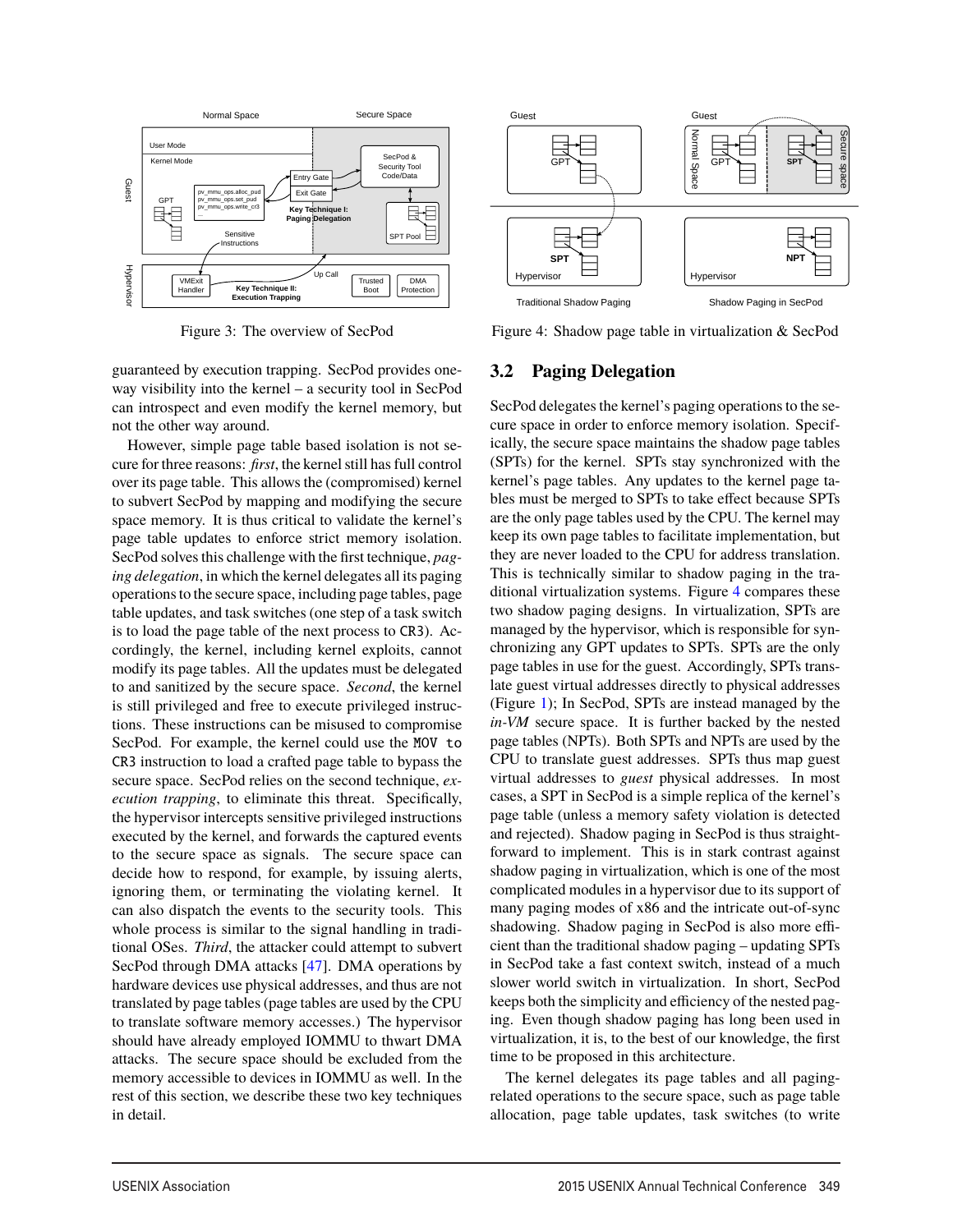Figure 3: The overview of SecPod

Figure 4: Shadow page table in virtualization & SecPod

guaranteed by execution trapping. SecPod provides one-way visibility into the kernel – a security tool in SecPod can introspect and even modify the kernel memory, but not the other way around.

However, simple page table based isolation is not secure for three reasons: *first*, the kernel still has full control over its page table. This allows the (compromised) kernel to subvert SecPod by mapping and modifying the secure space memory. It is thus critical to validate the kernel's page table updates to enforce strict memory isolation. SecPod solves this challenge with the first technique, *paging delegation*, in which the kernel delegates all its paging operations to the secure space, including page tables, page table updates, and task switches (one step of a task switch is to load the page table of the next process to `CR3`). Accordingly, the kernel, including kernel exploits, cannot modify its page tables. All the updates must be delegated to and sanitized by the secure space. *Second*, the kernel is still privileged and free to execute privileged instructions. These instructions can be misused to compromise SecPod. For example, the kernel could use the `MOV to CR3` instruction to load a crafted page table to bypass the secure space. SecPod relies on the second technique, *execution trapping*, to eliminate this threat. Specifically, the hypervisor intercepts sensitive privileged instructions executed by the kernel, and forwards the captured events to the secure space as signals. The secure space can decide how to respond, for example, by issuing alerts, ignoring them, or terminating the violating kernel. It can also dispatch the events to the security tools. This whole process is similar to the signal handling in traditional OSes. *Third*, the attacker could attempt to subvert SecPod through DMA attacks [47]. DMA operations by hardware devices use physical addresses, and thus are not translated by page tables (page tables are used by the CPU to translate software memory accesses.) The hypervisor should have already employed IOMMU to thwart DMA attacks. The secure space should be excluded from the memory accessible to devices in IOMMU as well. In the rest of this section, we describe these two key techniques in detail.

## 3.2 Paging Delegation

SecPod delegates the kernel's paging operations to the secure space in order to enforce memory isolation. Specifically, the secure space maintains the shadow page tables (SPTs) for the kernel. SPTs stay synchronized with the kernel's page tables. Any updates to the kernel page tables must be merged to SPTs to take effect because SPTs are the only page tables used by the CPU. The kernel may keep its own page tables to facilitate implementation, but they are never loaded to the CPU for address translation. This is technically similar to shadow paging in the traditional virtualization systems. Figure 4 compares these two shadow paging designs. In virtualization, SPTs are managed by the hypervisor, which is responsible for synchronizing any GPT updates to SPTs. SPTs are the only page tables in use for the guest. Accordingly, SPTs translate guest virtual addresses directly to physical addresses (Figure 1); In SecPod, SPTs are instead managed by the *in-VM* secure space. It is further backed by the nested page tables (NPTs). Both SPTs and NPTs are used by the CPU to translate guest addresses. SPTs thus map guest virtual addresses to *guest* physical addresses. In most cases, a SPT in SecPod is a simple replica of the kernel's page table (unless a memory safety violation is detected and rejected). Shadow paging in SecPod is thus straightforward to implement. This is in stark contrast against shadow paging in virtualization, which is one of the most complicated modules in a hypervisor due to its support of many paging modes of x86 and the intricate out-of-sync shadowing. Shadow paging in SecPod is also more efficient than the traditional shadow paging – updating SPTs in SecPod take a fast context switch, instead of a much slower world switch in virtualization. In short, SecPod keeps both the simplicity and efficiency of the nested paging. Even though shadow paging has long been used in virtualization, it is, to the best of our knowledge, the first time to be proposed in this architecture.

The kernel delegates its page tables and all paging-related operations to the secure space, such as page table allocation, page table updates, task switches (to write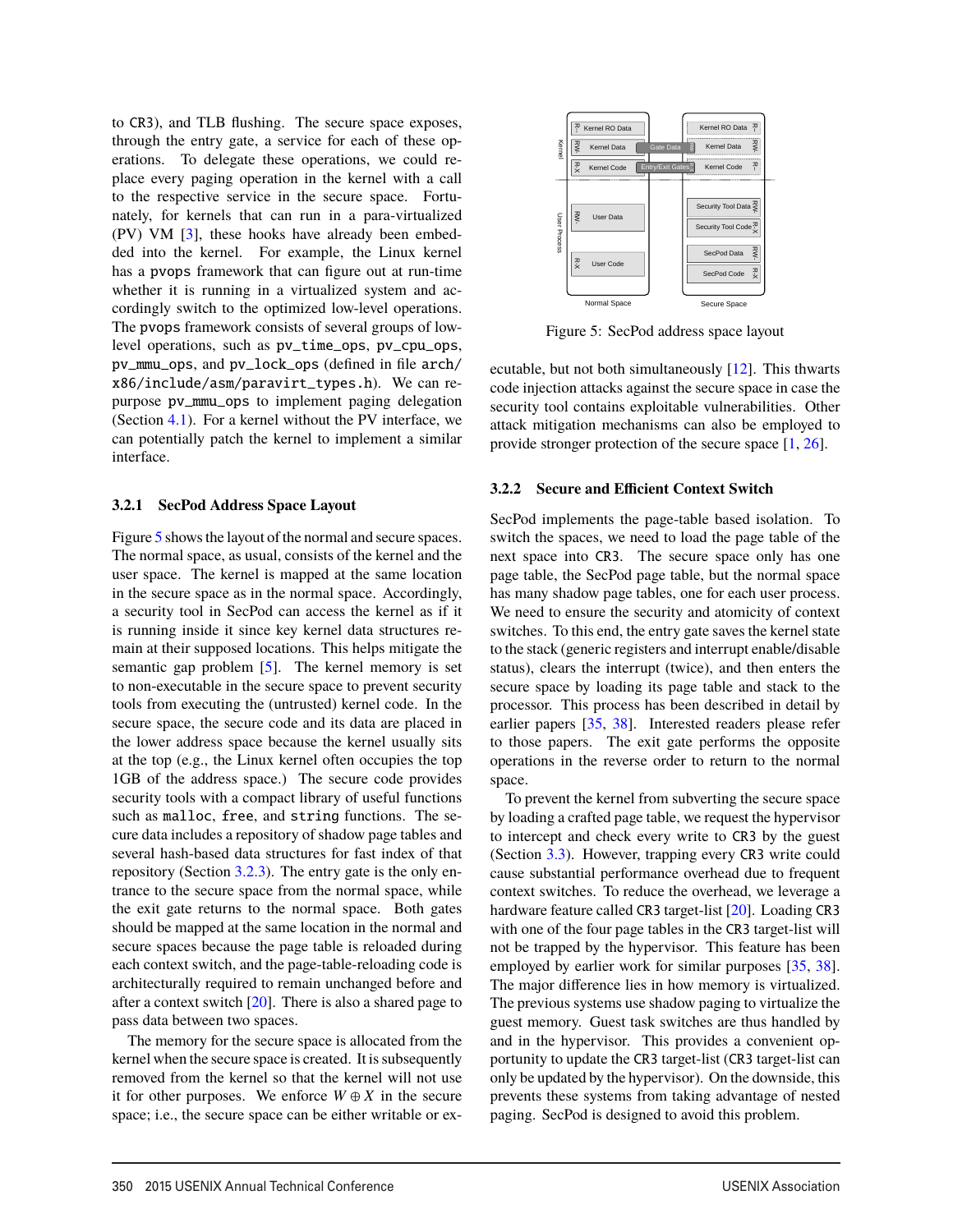to CR3), and TLB flushing. The secure space exposes, through the entry gate, a service for each of these operations. To delegate these operations, we could replace every paging operation in the kernel with a call to the respective service in the secure space. Fortunately, for kernels that can run in a para-virtualized (PV) VM [3], these hooks have already been embedded into the kernel. For example, the Linux kernel has a pvops framework that can figure out at run-time whether it is running in a virtualized system and accordingly switch to the optimized low-level operations. The pvops framework consists of several groups of low-level operations, such as pv_time_ops, pv_cpu_ops, pv_mmu_ops, and pv_lock_ops (defined in file arch/x86/include/asm/paravirt_types.h). We can repurpose pv_mmu_ops to implement paging delegation (Section 4.1). For a kernel without the PV interface, we can potentially patch the kernel to implement a similar interface.

### 3.2.1 SecPod Address Space Layout

Figure 5 shows the layout of the normal and secure spaces. The normal space, as usual, consists of the kernel and the user space. The kernel is mapped at the same location in the secure space as in the normal space. Accordingly, a security tool in SecPod can access the kernel as if it is running inside it since key kernel data structures remain at their supposed locations. This helps mitigate the semantic gap problem [5]. The kernel memory is set to non-executable in the secure space to prevent security tools from executing the (untrusted) kernel code. In the secure space, the secure code and its data are placed in the lower address space because the kernel usually sits at the top (e.g., the Linux kernel often occupies the top 1GB of the address space.) The secure code provides security tools with a compact library of useful functions such as malloc, free, and string functions. The secure data includes a repository of shadow page tables and several hash-based data structures for fast index of that repository (Section 3.2.3). The entry gate is the only entrance to the secure space from the normal space, while the exit gate returns to the normal space. Both gates should be mapped at the same location in the normal and secure spaces because the page table is reloaded during each context switch, and the page-table-reloading code is architecturally required to remain unchanged before and after a context switch [20]. There is also a shared page to pass data between two spaces.

The memory for the secure space is allocated from the kernel when the secure space is created. It is subsequently removed from the kernel so that the kernel will not use it for other purposes. We enforce $W \oplus X$ in the secure space; i.e., the secure space can be either writable or executable, but not both simultaneously [12]. This thwarts code injection attacks against the secure space in case the security tool contains exploitable vulnerabilities. Other attack mitigation mechanisms can also be employed to provide stronger protection of the secure space [1, 26].

Figure 5: SecPod address space layout

### 3.2.2 Secure and Efficient Context Switch

SecPod implements the page-table based isolation. To switch the spaces, we need to load the page table of the next space into CR3. The secure space only has one page table, the SecPod page table, but the normal space has many shadow page tables, one for each user process. We need to ensure the security and atomicity of context switches. To this end, the entry gate saves the kernel state to the stack (generic registers and interrupt enable/disable status), clears the interrupt (twice), and then enters the secure space by loading its page table and stack to the processor. This process has been described in detail by earlier papers [35, 38]. Interested readers please refer to those papers. The exit gate performs the opposite operations in the reverse order to return to the normal space.

To prevent the kernel from subverting the secure space by loading a crafted page table, we request the hypervisor to intercept and check every write to CR3 by the guest (Section 3.3). However, trapping every CR3 write could cause substantial performance overhead due to frequent context switches. To reduce the overhead, we leverage a hardware feature called CR3 target-list [20]. Loading CR3 with one of the four page tables in the CR3 target-list will not be trapped by the hypervisor. This feature has been employed by earlier work for similar purposes [35, 38]. The major difference lies in how memory is virtualized. The previous systems use shadow paging to virtualize the guest memory. Guest task switches are thus handled by and in the hypervisor. This provides a convenient opportunity to update the CR3 target-list (CR3 target-list can only be updated by the hypervisor). On the downside, this prevents these systems from taking advantage of nested paging. SecPod is designed to avoid this problem.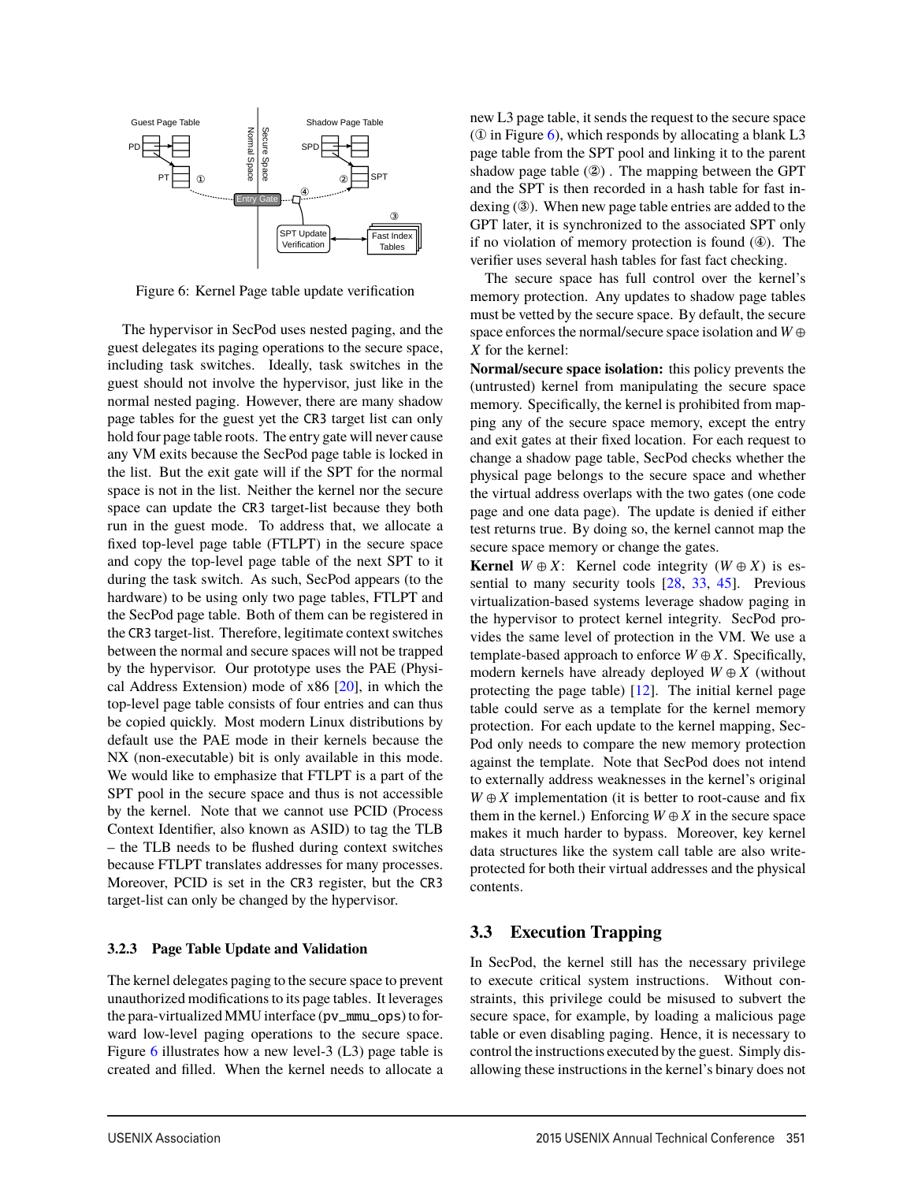Figure 6: Kernel Page table update verification

The hypervisor in SecPod uses nested paging, and the guest delegates its paging operations to the secure space, including task switches. Ideally, task switches in the guest should not involve the hypervisor, just like in the normal nested paging. However, there are many shadow page tables for the guest yet the CR3 target list can only hold four page table roots. The entry gate will never cause any VM exits because the SecPod page table is locked in the list. But the exit gate will if the SPT for the normal space is not in the list. Neither the kernel nor the secure space can update the CR3 target-list because they both run in the guest mode. To address that, we allocate a fixed top-level page table (FTLPT) in the secure space and copy the top-level page table of the next SPT to it during the task switch. As such, SecPod appears (to the hardware) to be using only two page tables, FTLPT and the SecPod page table. Both of them can be registered in the CR3 target-list. Therefore, legitimate context switches between the normal and secure spaces will not be trapped by the hypervisor. Our prototype uses the PAE (Physical Address Extension) mode of x86 [20], in which the top-level page table consists of four entries and can thus be copied quickly. Most modern Linux distributions by default use the PAE mode in their kernels because the NX (non-executable) bit is only available in this mode. We would like to emphasize that FTLPT is a part of the SPT pool in the secure space and thus is not accessible by the kernel. Note that we cannot use PCID (Process Context Identifier, also known as ASID) to tag the TLB – the TLB needs to be flushed during context switches because FTLPT translates addresses for many processes. Moreover, PCID is set in the CR3 register, but the CR3 target-list can only be changed by the hypervisor.

#### 3.2.3 Page Table Update and Validation

The kernel delegates paging to the secure space to prevent unauthorized modifications to its page tables. It leverages the para-virtualized MMU interface (pv_mmu_ops) to forward low-level paging operations to the secure space. Figure 6 illustrates how a new level-3 (L3) page table is created and filled. When the kernel needs to allocate a new L3 page table, it sends the request to the secure space (① in Figure 6), which responds by allocating a blank L3 page table from the SPT pool and linking it to the parent shadow page table (②). The mapping between the GPT and the SPT is then recorded in a hash table for fast indexing (③). When new page table entries are added to the GPT later, it is synchronized to the associated SPT only if no violation of memory protection is found (④). The verifier uses several hash tables for fast fact checking.

The secure space has full control over the kernel's memory protection. Any updates to shadow page tables must be vetted by the secure space. By default, the secure space enforces the normal/secure space isolation and $W \oplus X$ for the kernel:

**Normal/secure space isolation:** this policy prevents the (untrusted) kernel from manipulating the secure space memory. Specifically, the kernel is prohibited from mapping any of the secure space memory, except the entry and exit gates at their fixed location. For each request to change a shadow page table, SecPod checks whether the physical page belongs to the secure space and whether the virtual address overlaps with the two gates (one code page and one data page). The update is denied if either test returns true. By doing so, the kernel cannot map the secure space memory or change the gates.

**Kernel** $W \oplus X$: Kernel code integrity ($W \oplus X$) is essential to many security tools [28, 33, 45]. Previous virtualization-based systems leverage shadow paging in the hypervisor to protect kernel integrity. SecPod provides the same level of protection in the VM. We use a template-based approach to enforce $W \oplus X$. Specifically, modern kernels have already deployed $W \oplus X$ (without protecting the page table) [12]. The initial kernel page table could serve as a template for the kernel memory protection. For each update to the kernel mapping, SecPod only needs to compare the new memory protection against the template. Note that SecPod does not intend to externally address weaknesses in the kernel's original $W \oplus X$ implementation (it is better to root-cause and fix them in the kernel.) Enforcing $W \oplus X$ in the secure space makes it much harder to bypass. Moreover, key kernel data structures like the system call table are also write-protected for both their virtual addresses and the physical contents.

### 3.3 Execution Trapping

In SecPod, the kernel still has the necessary privilege to execute critical system instructions. Without constraints, this privilege could be misused to subvert the secure space, for example, by loading a malicious page table or even disabling paging. Hence, it is necessary to control the instructions executed by the guest. Simply disallowing these instructions in the kernel's binary does not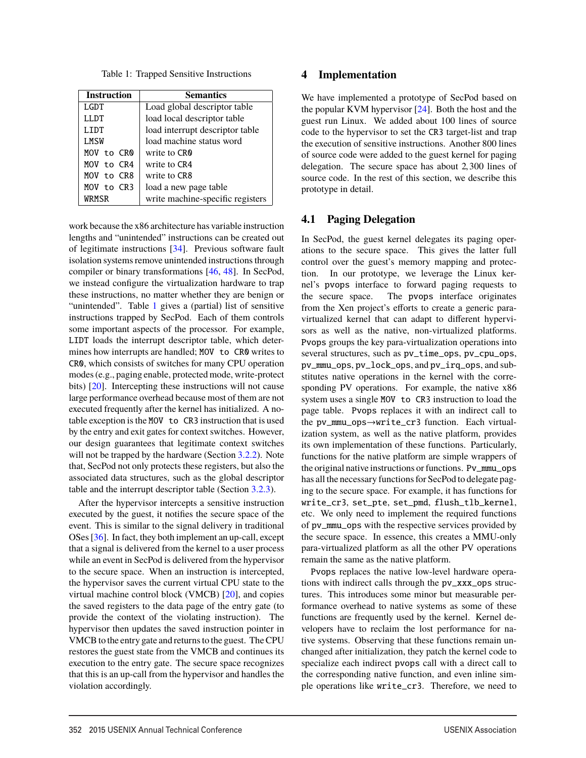Table 1: Trapped Sensitive Instructions

| Instruction | Semantics |
|---|---|
| LGDT | Load global descriptor table |
| LLDT | load local descriptor table |
| LIDT | load interrupt descriptor table |
| LMSW | load machine status word |
| MOV to CR0 | write to CR0 |
| MOV to CR4 | write to CR4 |
| MOV to CR8 | write to CR8 |
| MOV to CR3 | load a new page table |
| WRMSR | write machine-specific registers |

work because the x86 architecture has variable instruction lengths and "unintended" instructions can be created out of legitimate instructions [34]. Previous software fault isolation systems remove unintended instructions through compiler or binary transformations [46, 48]. In SecPod, we instead configure the virtualization hardware to trap these instructions, no matter whether they are benign or "unintended". Table 1 gives a (partial) list of sensitive instructions trapped by SecPod. Each of them controls some important aspects of the processor. For example, LIDT loads the interrupt descriptor table, which determines how interrupts are handled; MOV to CR0 writes to CR0, which consists of switches for many CPU operation modes (e.g., paging enable, protected mode, write-protect bits) [20]. Intercepting these instructions will not cause large performance overhead because most of them are not executed frequently after the kernel has initialized. A notable exception is the MOV to CR3 instruction that is used by the entry and exit gates for context switches. However, our design guarantees that legitimate context switches will not be trapped by the hardware (Section 3.2.2). Note that, SecPod not only protects these registers, but also the associated data structures, such as the global descriptor table and the interrupt descriptor table (Section 3.2.3).

After the hypervisor intercepts a sensitive instruction executed by the guest, it notifies the secure space of the event. This is similar to the signal delivery in traditional OSes [36]. In fact, they both implement an up-call, except that a signal is delivered from the kernel to a user process while an event in SecPod is delivered from the hypervisor to the secure space. When an instruction is intercepted, the hypervisor saves the current virtual CPU state to the virtual machine control block (VMCB) [20], and copies the saved registers to the data page of the entry gate (to provide the context of the violating instruction). The hypervisor then updates the saved instruction pointer in VMCB to the entry gate and returns to the guest. The CPU restores the guest state from the VMCB and continues its execution to the entry gate. The secure space recognizes that this is an up-call from the hypervisor and handles the violation accordingly.

# 4 Implementation

We have implemented a prototype of SecPod based on the popular KVM hypervisor [24]. Both the host and the guest run Linux. We added about 100 lines of source code to the hypervisor to set the CR3 target-list and trap the execution of sensitive instructions. Another 800 lines of source code were added to the guest kernel for paging delegation. The secure space has about 2,300 lines of source code. In the rest of this section, we describe this prototype in detail.

## 4.1 Paging Delegation

In SecPod, the guest kernel delegates its paging operations to the secure space. This gives the latter full control over the guest's memory mapping and protection. In our prototype, we leverage the Linux kernel's pvops interface to forward paging requests to the secure space. The pvops interface originates from the Xen project's efforts to create a generic paravirtualized kernel that can adapt to different hypervisors as well as the native, non-virtualized platforms. Pvops groups the key para-virtualization operations into several structures, such as pv_time_ops, pv_cpu_ops, pv_mmu_ops, pv_lock_ops, and pv_irq_ops, and substitutes native operations in the kernel with the corresponding PV operations. For example, the native x86 system uses a single MOV to CR3 instruction to load the page table. Pvops replaces it with an indirect call to the pv_mmu_ops→write_cr3 function. Each virtualization system, as well as the native platform, provides its own implementation of these functions. Particularly, functions for the native platform are simple wrappers of the original native instructions or functions. Pv_mmu_ops has all the necessary functions for SecPod to delegate paging to the secure space. For example, it has functions for write_cr3, set_pte, set_pmd, flush_tlb_kernel, etc. We only need to implement the required functions of pv_mmu_ops with the respective services provided by the secure space. In essence, this creates a MMU-only para-virtualized platform as all the other PV operations remain the same as the native platform.

Pvops replaces the native low-level hardware operations with indirect calls through the pv_xxx_ops structures. This introduces some minor but measurable performance overhead to native systems as some of these functions are frequently used by the kernel. Kernel developers have to reclaim the lost performance for native systems. Observing that these functions remain unchanged after initialization, they patch the kernel code to specialize each indirect pvops call with a direct call to the corresponding native function, and even inline simple operations like write_cr3. Therefore, we need to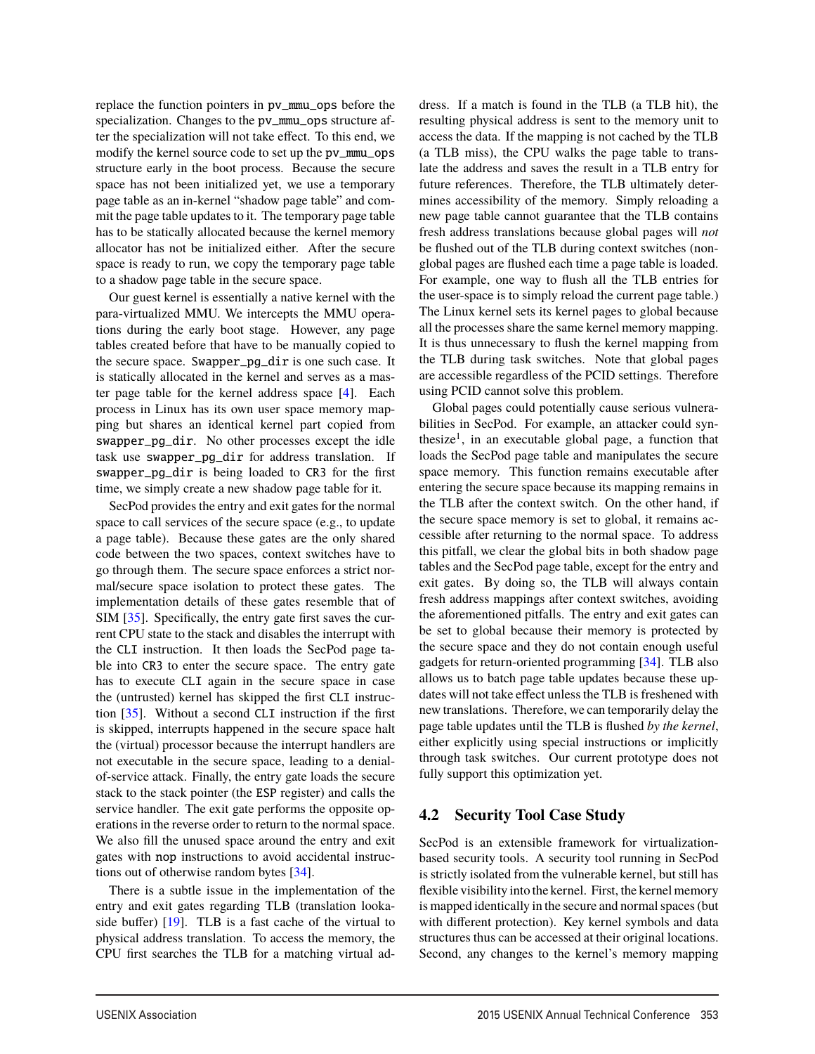replace the function pointers in pv_mmu_ops before the specialization. Changes to the pv_mmu_ops structure after the specialization will not take effect. To this end, we modify the kernel source code to set up the pv_mmu_ops structure early in the boot process. Because the secure space has not been initialized yet, we use a temporary page table as an in-kernel "shadow page table" and commit the page table updates to it. The temporary page table has to be statically allocated because the kernel memory allocator has not be initialized either. After the secure space is ready to run, we copy the temporary page table to a shadow page table in the secure space.

Our guest kernel is essentially a native kernel with the para-virtualized MMU. We intercepts the MMU operations during the early boot stage. However, any page tables created before that have to be manually copied to the secure space. Swapper_pg_dir is one such case. It is statically allocated in the kernel and serves as a master page table for the kernel address space [4]. Each process in Linux has its own user space memory mapping but shares an identical kernel part copied from swapper_pg_dir. No other processes except the idle task use swapper_pg_dir for address translation. If swapper_pg_dir is being loaded to CR3 for the first time, we simply create a new shadow page table for it.

SecPod provides the entry and exit gates for the normal space to call services of the secure space (e.g., to update a page table). Because these gates are the only shared code between the two spaces, context switches have to go through them. The secure space enforces a strict normal/secure space isolation to protect these gates. The implementation details of these gates resemble that of SIM [35]. Specifically, the entry gate first saves the current CPU state to the stack and disables the interrupt with the CLI instruction. It then loads the SecPod page table into CR3 to enter the secure space. The entry gate has to execute CLI again in the secure space in case the (untrusted) kernel has skipped the first CLI instruction [35]. Without a second CLI instruction if the first is skipped, interrupts happened in the secure space halt the (virtual) processor because the interrupt handlers are not executable in the secure space, leading to a denial-of-service attack. Finally, the entry gate loads the secure stack to the stack pointer (the ESP register) and calls the service handler. The exit gate performs the opposite operations in the reverse order to return to the normal space. We also fill the unused space around the entry and exit gates with nop instructions to avoid accidental instructions out of otherwise random bytes [34].

There is a subtle issue in the implementation of the entry and exit gates regarding TLB (translation lookaside buffer) [19]. TLB is a fast cache of the virtual to physical address translation. To access the memory, the CPU first searches the TLB for a matching virtual address. If a match is found in the TLB (a TLB hit), the resulting physical address is sent to the memory unit to access the data. If the mapping is not cached by the TLB (a TLB miss), the CPU walks the page table to translate the address and saves the result in a TLB entry for future references. Therefore, the TLB ultimately determines accessibility of the memory. Simply reloading a new page table cannot guarantee that the TLB contains fresh address translations because global pages will *not* be flushed out of the TLB during context switches (non-global pages are flushed each time a page table is loaded. For example, one way to flush all the TLB entries for the user-space is to simply reload the current page table.) The Linux kernel sets its kernel pages to global because all the processes share the same kernel memory mapping. It is thus unnecessary to flush the kernel mapping from the TLB during task switches. Note that global pages are accessible regardless of the PCID settings. Therefore using PCID cannot solve this problem.

Global pages could potentially cause serious vulnerabilities in SecPod. For example, an attacker could synthesize[1], in an executable global page, a function that loads the SecPod page table and manipulates the secure space memory. This function remains executable after entering the secure space because its mapping remains in the TLB after the context switch. On the other hand, if the secure space memory is set to global, it remains accessible after returning to the normal space. To address this pitfall, we clear the global bits in both shadow page tables and the SecPod page table, except for the entry and exit gates. By doing so, the TLB will always contain fresh address mappings after context switches, avoiding the aforementioned pitfalls. The entry and exit gates can be set to global because their memory is protected by the secure space and they do not contain enough useful gadgets for return-oriented programming [34]. TLB also allows us to batch page table updates because these updates will not take effect unless the TLB is freshened with new translations. Therefore, we can temporarily delay the page table updates until the TLB is flushed *by the kernel*, either explicitly using special instructions or implicitly through task switches. Our current prototype does not fully support this optimization yet.

## 4.2 Security Tool Case Study

SecPod is an extensible framework for virtualization-based security tools. A security tool running in SecPod is strictly isolated from the vulnerable kernel, but still has flexible visibility into the kernel. First, the kernel memory is mapped identically in the secure and normal spaces (but with different protection). Key kernel symbols and data structures thus can be accessed at their original locations. Second, any changes to the kernel's memory mapping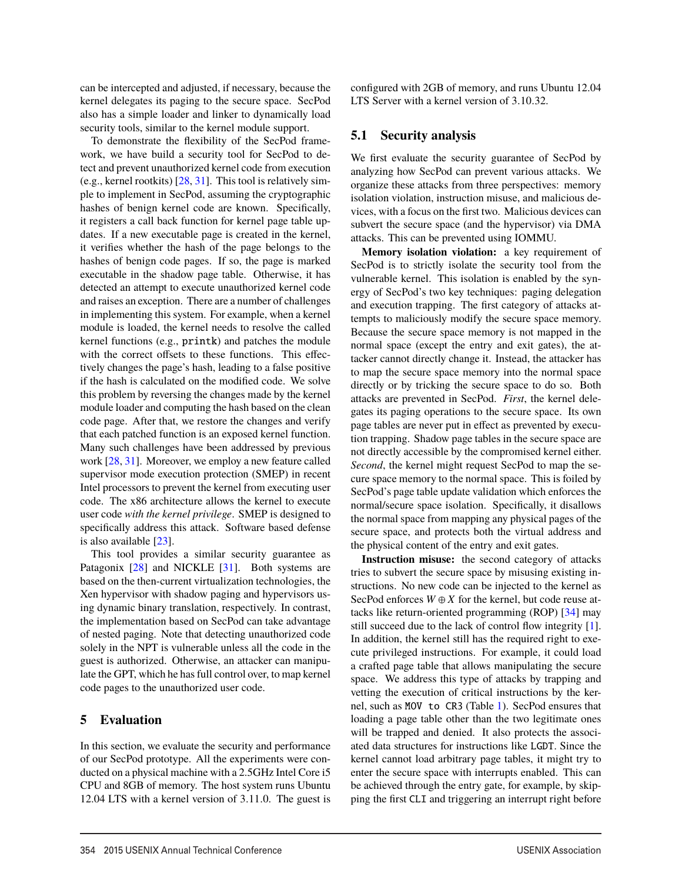can be intercepted and adjusted, if necessary, because the kernel delegates its paging to the secure space. SecPod also has a simple loader and linker to dynamically load security tools, similar to the kernel module support.

To demonstrate the flexibility of the SecPod framework, we have build a security tool for SecPod to detect and prevent unauthorized kernel code from execution (e.g., kernel rootkits) [28, 31]. This tool is relatively simple to implement in SecPod, assuming the cryptographic hashes of benign kernel code are known. Specifically, it registers a call back function for kernel page table updates. If a new executable page is created in the kernel, it verifies whether the hash of the page belongs to the hashes of benign code pages. If so, the page is marked executable in the shadow page table. Otherwise, it has detected an attempt to execute unauthorized kernel code and raises an exception. There are a number of challenges in implementing this system. For example, when a kernel module is loaded, the kernel needs to resolve the called kernel functions (e.g., `printk`) and patches the module with the correct offsets to these functions. This effectively changes the page's hash, leading to a false positive if the hash is calculated on the modified code. We solve this problem by reversing the changes made by the kernel module loader and computing the hash based on the clean code page. After that, we restore the changes and verify that each patched function is an exposed kernel function. Many such challenges have been addressed by previous work [28, 31]. Moreover, we employ a new feature called supervisor mode execution protection (SMEP) in recent Intel processors to prevent the kernel from executing user code. The x86 architecture allows the kernel to execute user code *with the kernel privilege*. SMEP is designed to specifically address this attack. Software based defense is also available [23].

This tool provides a similar security guarantee as Patagonix [28] and NICKLE [31]. Both systems are based on the then-current virtualization technologies, the Xen hypervisor with shadow paging and hypervisors using dynamic binary translation, respectively. In contrast, the implementation based on SecPod can take advantage of nested paging. Note that detecting unauthorized code solely in the NPT is vulnerable unless all the code in the guest is authorized. Otherwise, an attacker can manipulate the GPT, which he has full control over, to map kernel code pages to the unauthorized user code.

## 5 Evaluation

In this section, we evaluate the security and performance of our SecPod prototype. All the experiments were conducted on a physical machine with a 2.5GHz Intel Core i5 CPU and 8GB of memory. The host system runs Ubuntu 12.04 LTS with a kernel version of 3.11.0. The guest is configured with 2GB of memory, and runs Ubuntu 12.04 LTS Server with a kernel version of 3.10.32.

### 5.1 Security analysis

We first evaluate the security guarantee of SecPod by analyzing how SecPod can prevent various attacks. We organize these attacks from three perspectives: memory isolation violation, instruction misuse, and malicious devices, with a focus on the first two. Malicious devices can subvert the secure space (and the hypervisor) via DMA attacks. This can be prevented using IOMMU.

**Memory isolation violation:** a key requirement of SecPod is to strictly isolate the security tool from the vulnerable kernel. This isolation is enabled by the synergy of SecPod's two key techniques: paging delegation and execution trapping. The first category of attacks attempts to maliciously modify the secure space memory. Because the secure space memory is not mapped in the normal space (except the entry and exit gates), the attacker cannot directly change it. Instead, the attacker has to map the secure space memory into the normal space directly or by tricking the secure space to do so. Both attacks are prevented in SecPod. *First*, the kernel delegates its paging operations to the secure space. Its own page tables are never put in effect as prevented by execution trapping. Shadow page tables in the secure space are not directly accessible by the compromised kernel either. *Second*, the kernel might request SecPod to map the secure space memory to the normal space. This is foiled by SecPod's page table update validation which enforces the normal/secure space isolation. Specifically, it disallows the normal space from mapping any physical pages of the secure space, and protects both the virtual address and the physical content of the entry and exit gates.

**Instruction misuse:** the second category of attacks tries to subvert the secure space by misusing existing instructions. No new code can be injected to the kernel as SecPod enforces $W \oplus X$ for the kernel, but code reuse attacks like return-oriented programming (ROP) [34] may still succeed due to the lack of control flow integrity [1]. In addition, the kernel still has the required right to execute privileged instructions. For example, it could load a crafted page table that allows manipulating the secure space. We address this type of attacks by trapping and vetting the execution of critical instructions by the kernel, such as `MOV to CR3` (Table 1). SecPod ensures that loading a page table other than the two legitimate ones will be trapped and denied. It also protects the associated data structures for instructions like `LGDT`. Since the kernel cannot load arbitrary page tables, it might try to enter the secure space with interrupts enabled. This can be achieved through the entry gate, for example, by skipping the first `CLI` and triggering an interrupt right before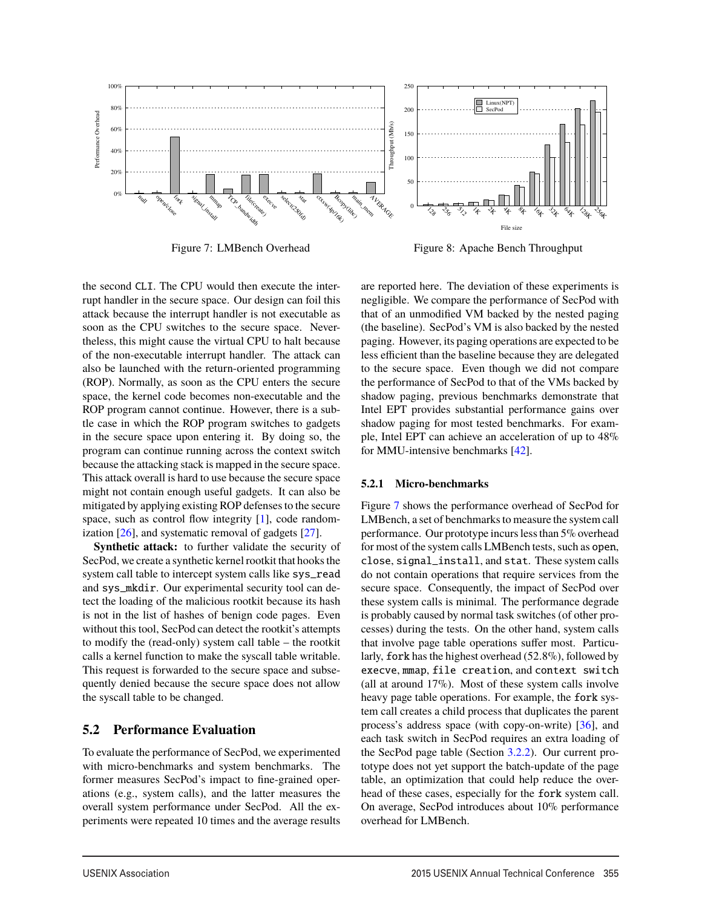Figure 7: LMBench Overhead

Figure 8: Apache Bench Throughput

the second CLI. The CPU would then execute the interrupt handler in the secure space. Our design can foil this attack because the interrupt handler is not executable as soon as the CPU switches to the secure space. Nevertheless, this might cause the virtual CPU to halt because of the non-executable interrupt handler. The attack can also be launched with the return-oriented programming (ROP). Normally, as soon as the CPU enters the secure space, the kernel code becomes non-executable and the ROP program cannot continue. However, there is a subtle case in which the ROP program switches to gadgets in the secure space upon entering it. By doing so, the program can continue running across the context switch because the attacking stack is mapped in the secure space. This attack overall is hard to use because the secure space might not contain enough useful gadgets. It can also be mitigated by applying existing ROP defenses to the secure space, such as control flow integrity [1], code randomization [26], and systematic removal of gadgets [27].

**Synthetic attack:** to further validate the security of SecPod, we create a synthetic kernel rootkit that hooks the system call table to intercept system calls like `sys_read` and `sys_mkdir`. Our experimental security tool can detect the loading of the malicious rootkit because its hash is not in the list of hashes of benign code pages. Even without this tool, SecPod can detect the rootkit's attempts to modify the (read-only) system call table – the rootkit calls a kernel function to make the syscall table writable. This request is forwarded to the secure space and subsequently denied because the secure space does not allow the syscall table to be changed.

## 5.2 Performance Evaluation

To evaluate the performance of SecPod, we experimented with micro-benchmarks and system benchmarks. The former measures SecPod's impact to fine-grained operations (e.g., system calls), and the latter measures the overall system performance under SecPod. All the experiments were repeated 10 times and the average results are reported here. The deviation of these experiments is negligible. We compare the performance of SecPod with that of an unmodified VM backed by the nested paging (the baseline). SecPod's VM is also backed by the nested paging. However, its paging operations are expected to be less efficient than the baseline because they are delegated to the secure space. Even though we did not compare the performance of SecPod to that of the VMs backed by shadow paging, previous benchmarks demonstrate that Intel EPT provides substantial performance gains over shadow paging for most tested benchmarks. For example, Intel EPT can achieve an acceleration of up to 48% for MMU-intensive benchmarks [42].

### 5.2.1 Micro-benchmarks

Figure 7 shows the performance overhead of SecPod for LMBench, a set of benchmarks to measure the system call performance. Our prototype incurs less than 5% overhead for most of the system calls LMBench tests, such as `open`, `close`, `signal_install`, and `stat`. These system calls do not contain operations that require services from the secure space. Consequently, the impact of SecPod over these system calls is minimal. The performance degrade is probably caused by normal task switches (of other processes) during the tests. On the other hand, system calls that involve page table operations suffer most. Particularly, `fork` has the highest overhead (52.8%), followed by `execve`, `mmap`, `file creation`, and `context switch` (all at around 17%). Most of these system calls involve heavy page table operations. For example, the `fork` system call creates a child process that duplicates the parent process's address space (with copy-on-write) [36], and each task switch in SecPod requires an extra loading of the SecPod page table (Section 3.2.2). Our current prototype does not yet support the batch-update of the page table, an optimization that could help reduce the overhead of these cases, especially for the `fork` system call. On average, SecPod introduces about 10% performance overhead for LMBench.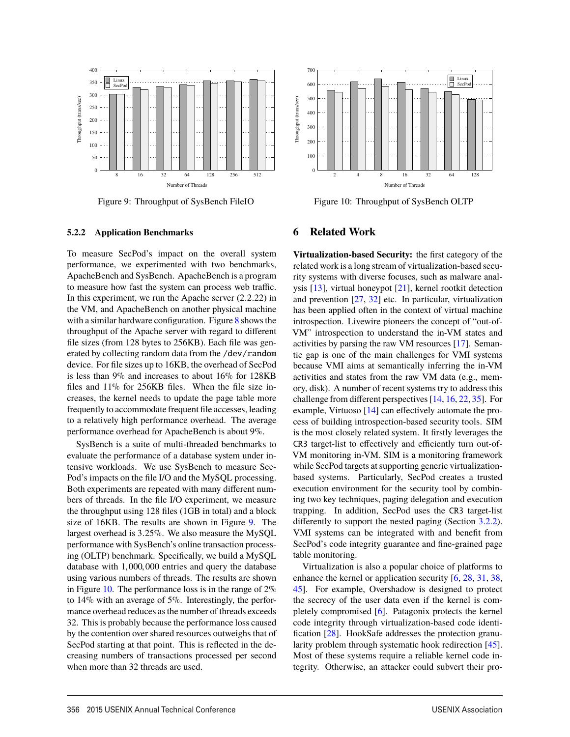Figure 9: Throughput of SysBench FileIO

Figure 10: Throughput of SysBench OLTP

#### 5.2.2 Application Benchmarks

To measure SecPod's impact on the overall system performance, we experimented with two benchmarks, ApacheBench and SysBench. ApacheBench is a program to measure how fast the system can process web traffic. In this experiment, we run the Apache server (2.2.22) in the VM, and ApacheBench on another physical machine with a similar hardware configuration. Figure 8 shows the throughput of the Apache server with regard to different file sizes (from 128 bytes to 256KB). Each file was generated by collecting random data from the /dev/random device. For file sizes up to 16KB, the overhead of SecPod is less than 9% and increases to about 16% for 128KB files and 11% for 256KB files. When the file size increases, the kernel needs to update the page table more frequently to accommodate frequent file accesses, leading to a relatively high performance overhead. The average performance overhead for ApacheBench is about 9%.

SysBench is a suite of multi-threaded benchmarks to evaluate the performance of a database system under intensive workloads. We use SysBench to measure SecPod's impacts on the file I/O and the MySQL processing. Both experiments are repeated with many different numbers of threads. In the file I/O experiment, we measure the throughput using 128 files (1GB in total) and a block size of 16KB. The results are shown in Figure 9. The largest overhead is 3.25%. We also measure the MySQL performance with SysBench's online transaction processing (OLTP) benchmark. Specifically, we build a MySQL database with 1,000,000 entries and query the database using various numbers of threads. The results are shown in Figure 10. The performance loss is in the range of 2% to 14% with an average of 5%. Interestingly, the performance overhead reduces as the number of threads exceeds 32. This is probably because the performance loss caused by the contention over shared resources outweighs that of SecPod starting at that point. This is reflected in the decreasing numbers of transactions processed per second when more than 32 threads are used.

## 6 Related Work

**Virtualization-based Security:** the first category of the related work is a long stream of virtualization-based security systems with diverse focuses, such as malware analysis [13], virtual honeypot [21], kernel rootkit detection and prevention [27, 32] etc. In particular, virtualization has been applied often in the context of virtual machine introspection. Livewire pioneers the concept of "out-of-VM" introspection to understand the in-VM states and activities by parsing the raw VM resources [17]. Semantic gap is one of the main challenges for VMI systems because VMI aims at semantically inferring the in-VM activities and states from the raw VM data (e.g., memory, disk). A number of recent systems try to address this challenge from different perspectives [14, 16, 22, 35]. For example, Virtuoso [14] can effectively automate the process of building introspection-based security tools. SIM is the most closely related system. It firstly leverages the CR3 target-list to effectively and efficiently turn out-of-VM monitoring in-VM. SIM is a monitoring framework while SecPod targets at supporting generic virtualization-based systems. Particularly, SecPod creates a trusted execution environment for the security tool by combining two key techniques, paging delegation and execution trapping. In addition, SecPod uses the CR3 target-list differently to support the nested paging (Section 3.2.2). VMI systems can be integrated with and benefit from SecPod's code integrity guarantee and fine-grained page table monitoring.

Virtualization is also a popular choice of platforms to enhance the kernel or application security [6, 28, 31, 38, 45]. For example, Overshadow is designed to protect the secrecy of the user data even if the kernel is completely compromised [6]. Patagonix protects the kernel code integrity through virtualization-based code identification [28]. HookSafe addresses the protection granularity problem through systematic hook redirection [45]. Most of these systems require a reliable kernel code integrity. Otherwise, an attacker could subvert their pro-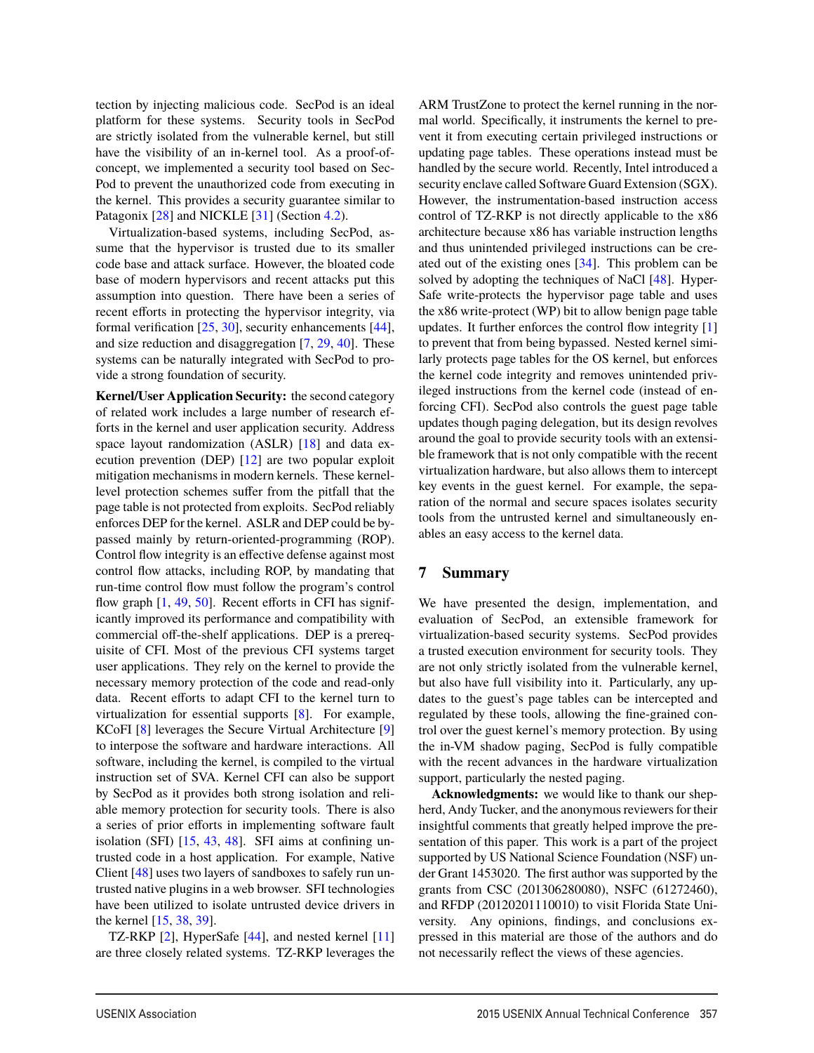tection by injecting malicious code. SecPod is an ideal platform for these systems. Security tools in SecPod are strictly isolated from the vulnerable kernel, but still have the visibility of an in-kernel tool. As a proof-of-concept, we implemented a security tool based on SecPod to prevent the unauthorized code from executing in the kernel. This provides a security guarantee similar to Patagonix [28] and NICKLE [31] (Section 4.2).

Virtualization-based systems, including SecPod, assume that the hypervisor is trusted due to its smaller code base and attack surface. However, the bloated code base of modern hypervisors and recent attacks put this assumption into question. There have been a series of recent efforts in protecting the hypervisor integrity, via formal verification [25, 30], security enhancements [44], and size reduction and disaggregation [7, 29, 40]. These systems can be naturally integrated with SecPod to provide a strong foundation of security.

**Kernel/User Application Security:** the second category of related work includes a large number of research efforts in the kernel and user application security. Address space layout randomization (ASLR) [18] and data execution prevention (DEP) [12] are two popular exploit mitigation mechanisms in modern kernels. These kernel-level protection schemes suffer from the pitfall that the page table is not protected from exploits. SecPod reliably enforces DEP for the kernel. ASLR and DEP could be bypassed mainly by return-oriented-programming (ROP). Control flow integrity is an effective defense against most control flow attacks, including ROP, by mandating that run-time control flow must follow the program's control flow graph [1, 49, 50]. Recent efforts in CFI has significantly improved its performance and compatibility with commercial off-the-shelf applications. DEP is a prerequisite of CFI. Most of the previous CFI systems target user applications. They rely on the kernel to provide the necessary memory protection of the code and read-only data. Recent efforts to adapt CFI to the kernel turn to virtualization for essential supports [8]. For example, KCoFI [8] leverages the Secure Virtual Architecture [9] to interpose the software and hardware interactions. All software, including the kernel, is compiled to the virtual instruction set of SVA. Kernel CFI can also be support by SecPod as it provides both strong isolation and reliable memory protection for security tools. There is also a series of prior efforts in implementing software fault isolation (SFI) [15, 43, 48]. SFI aims at confining untrusted code in a host application. For example, Native Client [48] uses two layers of sandboxes to safely run untrusted native plugins in a web browser. SFI technologies have been utilized to isolate untrusted device drivers in the kernel [15, 38, 39].

TZ-RKP [2], HyperSafe [44], and nested kernel [11] are three closely related systems. TZ-RKP leverages the ARM TrustZone to protect the kernel running in the normal world. Specifically, it instruments the kernel to prevent it from executing certain privileged instructions or updating page tables. These operations instead must be handled by the secure world. Recently, Intel introduced a security enclave called Software Guard Extension (SGX). However, the instrumentation-based instruction access control of TZ-RKP is not directly applicable to the x86 architecture because x86 has variable instruction lengths and thus unintended privileged instructions can be created out of the existing ones [34]. This problem can be solved by adopting the techniques of NaCl [48]. HyperSafe write-protects the hypervisor page table and uses the x86 write-protect (WP) bit to allow benign page table updates. It further enforces the control flow integrity [1] to prevent that from being bypassed. Nested kernel similarly protects page tables for the OS kernel, but enforces the kernel code integrity and removes unintended privileged instructions from the kernel code (instead of enforcing CFI). SecPod also controls the guest page table updates though paging delegation, but its design revolves around the goal to provide security tools with an extensible framework that is not only compatible with the recent virtualization hardware, but also allows them to intercept key events in the guest kernel. For example, the separation of the normal and secure spaces isolates security tools from the untrusted kernel and simultaneously enables an easy access to the kernel data.

## 7 Summary

We have presented the design, implementation, and evaluation of SecPod, an extensible framework for virtualization-based security systems. SecPod provides a trusted execution environment for security tools. They are not only strictly isolated from the vulnerable kernel, but also have full visibility into it. Particularly, any updates to the guest's page tables can be intercepted and regulated by these tools, allowing the fine-grained control over the guest kernel's memory protection. By using the in-VM shadow paging, SecPod is fully compatible with the recent advances in the hardware virtualization support, particularly the nested paging.

**Acknowledgments:** we would like to thank our shepherd, Andy Tucker, and the anonymous reviewers for their insightful comments that greatly helped improve the presentation of this paper. This work is a part of the project supported by US National Science Foundation (NSF) under Grant 1453020. The first author was supported by the grants from CSC (201306280080), NSFC (61272460), and RFDP (20120201110010) to visit Florida State University. Any opinions, findings, and conclusions expressed in this material are those of the authors and do not necessarily reflect the views of these agencies.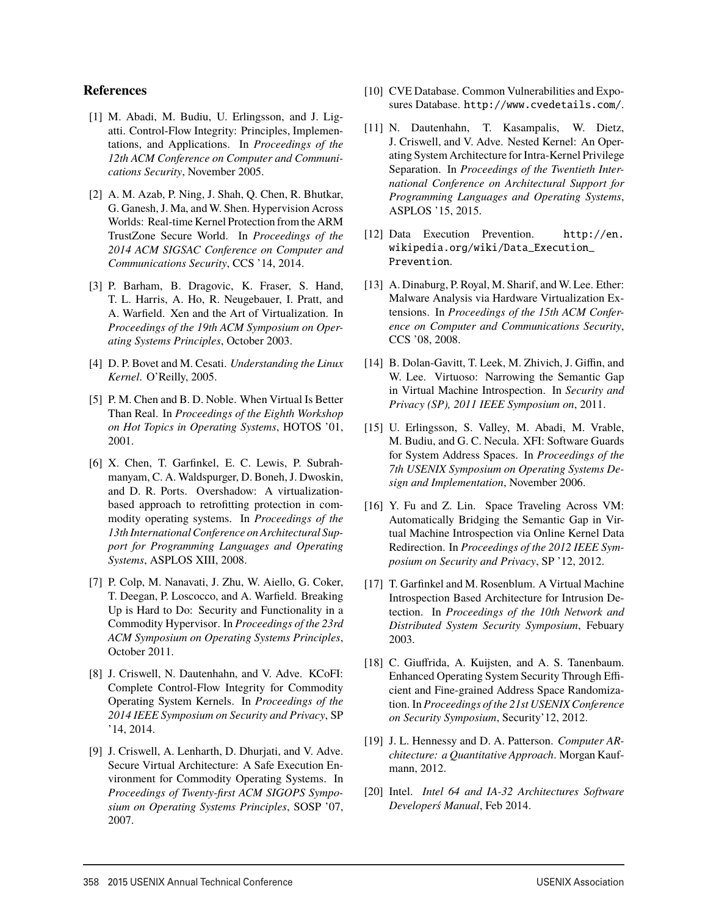## References

[1] M. Abadi, M. Budiu, U. Erlingsson, and J. Ligatti. Control-Flow Integrity: Principles, Implementations, and Applications. In *Proceedings of the 12th ACM Conference on Computer and Communications Security*, November 2005.

[2] A. M. Azab, P. Ning, J. Shah, Q. Chen, R. Bhutkar, G. Ganesh, J. Ma, and W. Shen. Hypervision Across Worlds: Real-time Kernel Protection from the ARM TrustZone Secure World. In *Proceedings of the 2014 ACM SIGSAC Conference on Computer and Communications Security*, CCS '14, 2014.

[3] P. Barham, B. Dragovic, K. Fraser, S. Hand, T. L. Harris, A. Ho, R. Neugebauer, I. Pratt, and A. Warfield. Xen and the Art of Virtualization. In *Proceedings of the 19th ACM Symposium on Operating Systems Principles*, October 2003.

[4] D. P. Bovet and M. Cesati. *Understanding the Linux Kernel*. O'Reilly, 2005.

[5] P. M. Chen and B. D. Noble. When Virtual Is Better Than Real. In *Proceedings of the Eighth Workshop on Hot Topics in Operating Systems*, HOTOS '01, 2001.

[6] X. Chen, T. Garfinkel, E. C. Lewis, P. Subrahmanyam, C. A. Waldspurger, D. Boneh, J. Dwoskin, and D. R. Ports. Overshadow: A virtualization-based approach to retrofitting protection in commodity operating systems. In *Proceedings of the 13th International Conference on Architectural Support for Programming Languages and Operating Systems*, ASPLOS XIII, 2008.

[7] P. Colp, M. Nanavati, J. Zhu, W. Aiello, G. Coker, T. Deegan, P. Loscocco, and A. Warfield. Breaking Up is Hard to Do: Security and Functionality in a Commodity Hypervisor. In *Proceedings of the 23rd ACM Symposium on Operating Systems Principles*, October 2011.

[8] J. Criswell, N. Dautenhahn, and V. Adve. KCoFI: Complete Control-Flow Integrity for Commodity Operating System Kernels. In *Proceedings of the 2014 IEEE Symposium on Security and Privacy*, SP '14, 2014.

[9] J. Criswell, A. Lenharth, D. Dhurjati, and V. Adve. Secure Virtual Architecture: A Safe Execution Environment for Commodity Operating Systems. In *Proceedings of Twenty-first ACM SIGOPS Symposium on Operating Systems Principles*, SOSP '07, 2007.

[10] CVE Database. Common Vulnerabilities and Exposures Database. `http://www.cvedetails.com/`.

[11] N. Dautenhahn, T. Kasampalis, W. Dietz, J. Criswell, and V. Adve. Nested Kernel: An Operating System Architecture for Intra-Kernel Privilege Separation. In *Proceedings of the Twentieth International Conference on Architectural Support for Programming Languages and Operating Systems*, ASPLOS '15, 2015.

[12] Data Execution Prevention. `http://en.wikipedia.org/wiki/Data_Execution_Prevention`.

[13] A. Dinaburg, P. Royal, M. Sharif, and W. Lee. Ether: Malware Analysis via Hardware Virtualization Extensions. In *Proceedings of the 15th ACM Conference on Computer and Communications Security*, CCS '08, 2008.

[14] B. Dolan-Gavitt, T. Leek, M. Zhivich, J. Giffin, and W. Lee. Virtuoso: Narrowing the Semantic Gap in Virtual Machine Introspection. In *Security and Privacy (SP), 2011 IEEE Symposium on*, 2011.

[15] U. Erlingsson, S. Valley, M. Abadi, M. Vrable, M. Budiu, and G. C. Necula. XFI: Software Guards for System Address Spaces. In *Proceedings of the 7th USENIX Symposium on Operating Systems Design and Implementation*, November 2006.

[16] Y. Fu and Z. Lin. Space Traveling Across VM: Automatically Bridging the Semantic Gap in Virtual Machine Introspection via Online Kernel Data Redirection. In *Proceedings of the 2012 IEEE Symposium on Security and Privacy*, SP '12, 2012.

[17] T. Garfinkel and M. Rosenblum. A Virtual Machine Introspection Based Architecture for Intrusion Detection. In *Proceedings of the 10th Network and Distributed System Security Symposium*, Febuary 2003.

[18] C. Giuffrida, A. Kuijsten, and A. S. Tanenbaum. Enhanced Operating System Security Through Efficient and Fine-grained Address Space Randomization. In *Proceedings of the 21st USENIX Conference on Security Symposium*, Security'12, 2012.

[19] J. L. Hennessy and D. A. Patterson. *Computer ARchitecture: a Quantitative Approach*. Morgan Kaufmann, 2012.

[20] Intel. *Intel 64 and IA-32 Architectures Software Developerś Manual*, Feb 2014.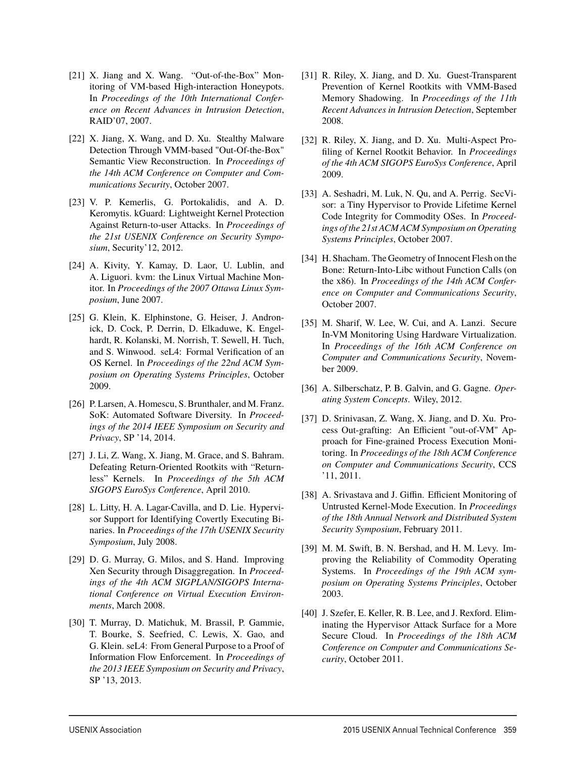[21] X. Jiang and X. Wang. "Out-of-the-Box" Monitoring of VM-based High-interaction Honeypots. In *Proceedings of the 10th International Conference on Recent Advances in Intrusion Detection*, RAID'07, 2007.

[22] X. Jiang, X. Wang, and D. Xu. Stealthy Malware Detection Through VMM-based "Out-Of-the-Box" Semantic View Reconstruction. In *Proceedings of the 14th ACM Conference on Computer and Communications Security*, October 2007.

[23] V. P. Kemerlis, G. Portokalidis, and A. D. Keromytis. kGuard: Lightweight Kernel Protection Against Return-to-user Attacks. In *Proceedings of the 21st USENIX Conference on Security Symposium*, Security'12, 2012.

[24] A. Kivity, Y. Kamay, D. Laor, U. Lublin, and A. Liguori. kvm: the Linux Virtual Machine Monitor. In *Proceedings of the 2007 Ottawa Linux Symposium*, June 2007.

[25] G. Klein, K. Elphinstone, G. Heiser, J. Andronick, D. Cock, P. Derrin, D. Elkaduwe, K. Engelhardt, R. Kolanski, M. Norrish, T. Sewell, H. Tuch, and S. Winwood. seL4: Formal Verification of an OS Kernel. In *Proceedings of the 22nd ACM Symposium on Operating Systems Principles*, October 2009.

[26] P. Larsen, A. Homescu, S. Brunthaler, and M. Franz. SoK: Automated Software Diversity. In *Proceedings of the 2014 IEEE Symposium on Security and Privacy*, SP '14, 2014.

[27] J. Li, Z. Wang, X. Jiang, M. Grace, and S. Bahram. Defeating Return-Oriented Rootkits with "Returnless" Kernels. In *Proceedings of the 5th ACM SIGOPS EuroSys Conference*, April 2010.

[28] L. Litty, H. A. Lagar-Cavilla, and D. Lie. Hypervisor Support for Identifying Covertly Executing Binaries. In *Proceedings of the 17th USENIX Security Symposium*, July 2008.

[29] D. G. Murray, G. Milos, and S. Hand. Improving Xen Security through Disaggregation. In *Proceedings of the 4th ACM SIGPLAN/SIGOPS International Conference on Virtual Execution Environments*, March 2008.

[30] T. Murray, D. Matichuk, M. Brassil, P. Gammie, T. Bourke, S. Seefried, C. Lewis, X. Gao, and G. Klein. seL4: From General Purpose to a Proof of Information Flow Enforcement. In *Proceedings of the 2013 IEEE Symposium on Security and Privacy*, SP '13, 2013.

[31] R. Riley, X. Jiang, and D. Xu. Guest-Transparent Prevention of Kernel Rootkits with VMM-Based Memory Shadowing. In *Proceedings of the 11th Recent Advances in Intrusion Detection*, September 2008.

[32] R. Riley, X. Jiang, and D. Xu. Multi-Aspect Profiling of Kernel Rootkit Behavior. In *Proceedings of the 4th ACM SIGOPS EuroSys Conference*, April 2009.

[33] A. Seshadri, M. Luk, N. Qu, and A. Perrig. SecVisor: a Tiny Hypervisor to Provide Lifetime Kernel Code Integrity for Commodity OSes. In *Proceedings of the 21st ACM ACM Symposium on Operating Systems Principles*, October 2007.

[34] H. Shacham. The Geometry of Innocent Flesh on the Bone: Return-Into-Libc without Function Calls (on the x86). In *Proceedings of the 14th ACM Conference on Computer and Communications Security*, October 2007.

[35] M. Sharif, W. Lee, W. Cui, and A. Lanzi. Secure In-VM Monitoring Using Hardware Virtualization. In *Proceedings of the 16th ACM Conference on Computer and Communications Security*, November 2009.

[36] A. Silberschatz, P. B. Galvin, and G. Gagne. *Operating System Concepts*. Wiley, 2012.

[37] D. Srinivasan, Z. Wang, X. Jiang, and D. Xu. Process Out-grafting: An Efficient "out-of-VM" Approach for Fine-grained Process Execution Monitoring. In *Proceedings of the 18th ACM Conference on Computer and Communications Security*, CCS '11, 2011.

[38] A. Srivastava and J. Giffin. Efficient Monitoring of Untrusted Kernel-Mode Execution. In *Proceedings of the 18th Annual Network and Distributed System Security Symposium*, February 2011.

[39] M. M. Swift, B. N. Bershad, and H. M. Levy. Improving the Reliability of Commodity Operating Systems. In *Proceedings of the 19th ACM symposium on Operating Systems Principles*, October 2003.

[40] J. Szefer, E. Keller, R. B. Lee, and J. Rexford. Eliminating the Hypervisor Attack Surface for a More Secure Cloud. In *Proceedings of the 18th ACM Conference on Computer and Communications Security*, October 2011.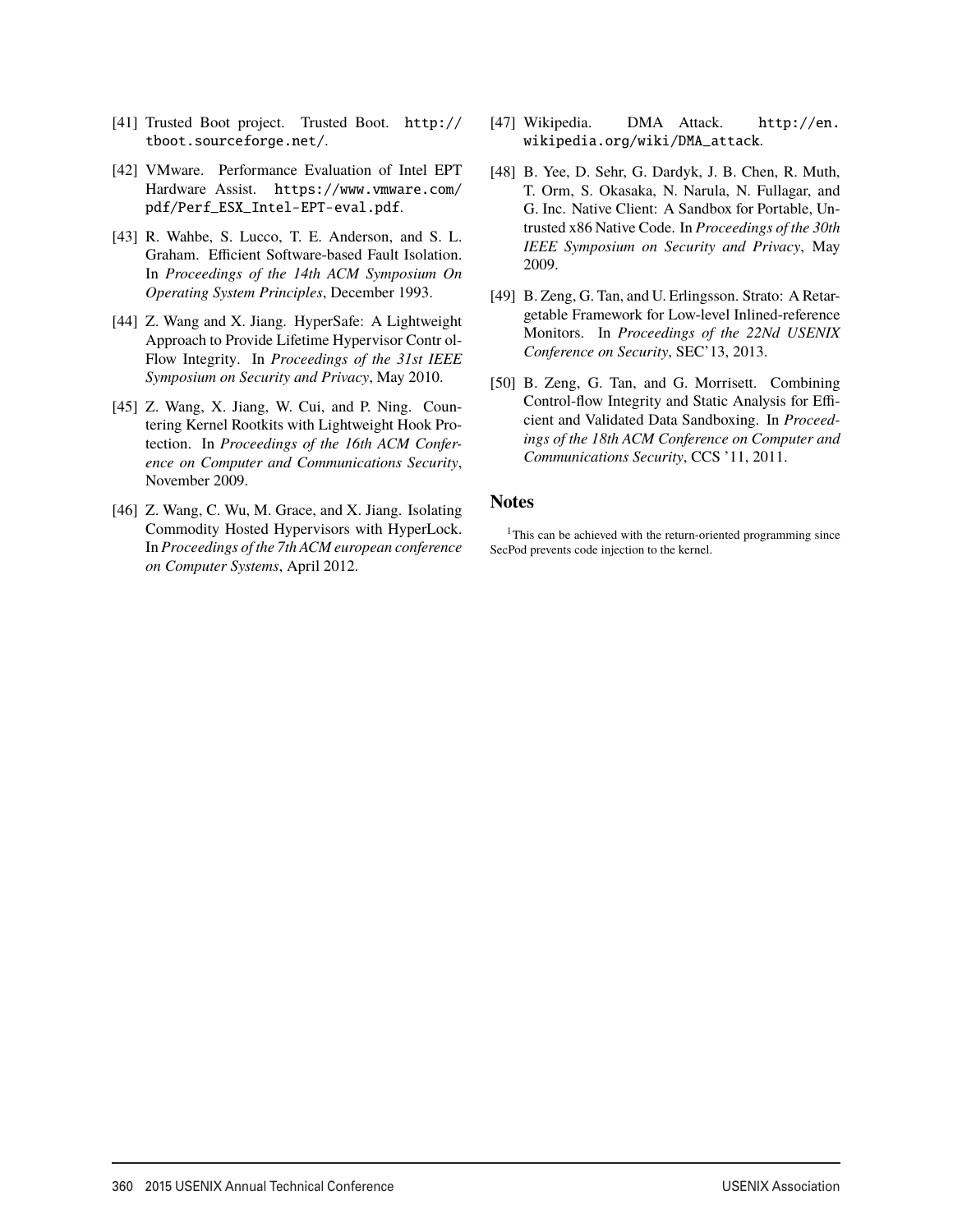[41] Trusted Boot project. Trusted Boot. http://tboot.sourceforge.net/.

[42] VMware. Performance Evaluation of Intel EPT Hardware Assist. https://www.vmware.com/pdf/Perf_ESX_Intel-EPT-eval.pdf.

[43] R. Wahbe, S. Lucco, T. E. Anderson, and S. L. Graham. Efficient Software-based Fault Isolation. In *Proceedings of the 14th ACM Symposium On Operating System Principles*, December 1993.

[44] Z. Wang and X. Jiang. HyperSafe: A Lightweight Approach to Provide Lifetime Hypervisor Contr ol-Flow Integrity. In *Proceedings of the 31st IEEE Symposium on Security and Privacy*, May 2010.

[45] Z. Wang, X. Jiang, W. Cui, and P. Ning. Countering Kernel Rootkits with Lightweight Hook Protection. In *Proceedings of the 16th ACM Conference on Computer and Communications Security*, November 2009.

[46] Z. Wang, C. Wu, M. Grace, and X. Jiang. Isolating Commodity Hosted Hypervisors with HyperLock. In *Proceedings of the 7th ACM european conference on Computer Systems*, April 2012.

[47] Wikipedia. DMA Attack. http://en.wikipedia.org/wiki/DMA_attack.

[48] B. Yee, D. Sehr, G. Dardyk, J. B. Chen, R. Muth, T. Orm, S. Okasaka, N. Narula, N. Fullagar, and G. Inc. Native Client: A Sandbox for Portable, Untrusted x86 Native Code. In *Proceedings of the 30th IEEE Symposium on Security and Privacy*, May 2009.

[49] B. Zeng, G. Tan, and U. Erlingsson. Strato: A Retargetable Framework for Low-level Inlined-reference Monitors. In *Proceedings of the 22Nd USENIX Conference on Security*, SEC'13, 2013.

[50] B. Zeng, G. Tan, and G. Morrisett. Combining Control-flow Integrity and Static Analysis for Efficient and Validated Data Sandboxing. In *Proceedings of the 18th ACM Conference on Computer and Communications Security*, CCS '11, 2011.

## Notes

[1] This can be achieved with the return-oriented programming since SecPod prevents code injection to the kernel.